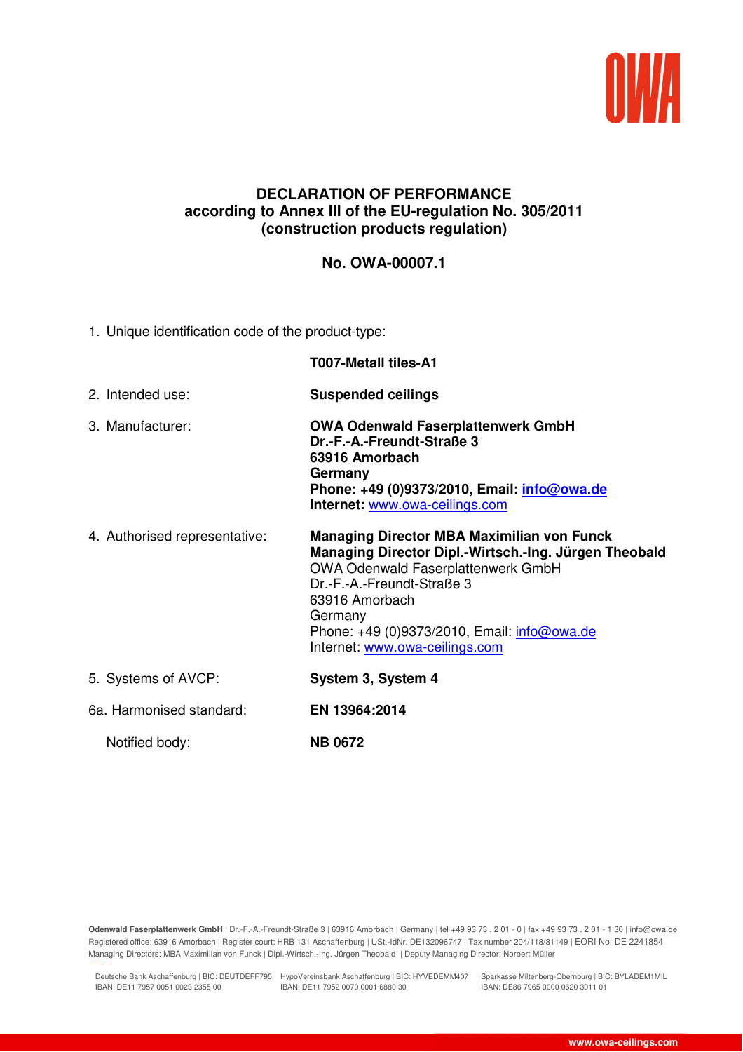# DECLARATION OF PERFORMANCE
## according to Annex III of the EU-regulation No. 305/2011 (construction products regulation)

## No. OWA-00007.1

1. Unique identification code of the product-type:

   **T007-Metall tiles-A1**

2. Intended use: **Suspended ceilings**

3. Manufacturer:
   **OWA Odenwald Faserplattenwerk GmbH**
   **Dr.-F.-A.-Freundt-Straße 3**
   **63916 Amorbach**
   **Germany**
   **Phone: +49 (0)9373/2010, Email: info@owa.de**
   **Internet:** www.owa-ceilings.com

4. Authorised representative:
   **Managing Director MBA Maximilian von Funck**
   **Managing Director Dipl.-Wirtsch.-Ing. Jürgen Theobald**
   OWA Odenwald Faserplattenwerk GmbH
   Dr.-F.-A.-Freundt-Straße 3
   63916 Amorbach
   Germany
   Phone: +49 (0)9373/2010, Email: info@owa.de
   Internet: www.owa-ceilings.com

5. Systems of AVCP: **System 3, System 4**

6a. Harmonised standard: **EN 13964:2014**

   Notified body: **NB 0672**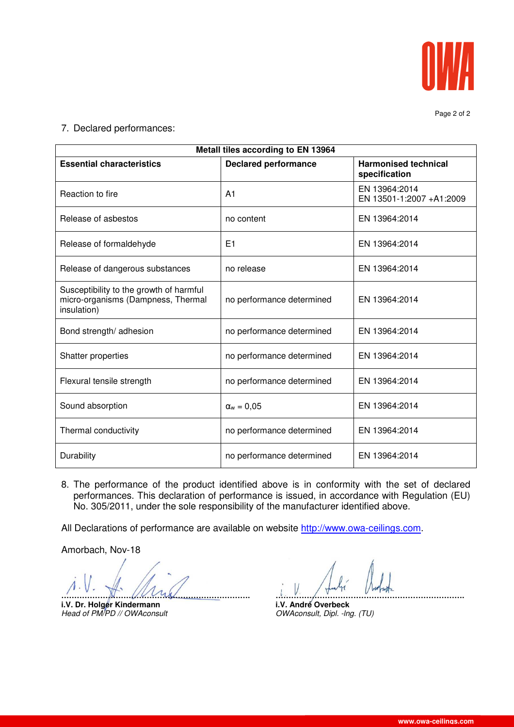7. Declared performances:

| Metall tiles according to EN 13964 | | |
|---|---|---|
| **Essential characteristics** | **Declared performance** | **Harmonised technical specification** |
| Reaction to fire | A1 | EN 13964:2014<br>EN 13501-1:2007 +A1:2009 |
| Release of asbestos | no content | EN 13964:2014 |
| Release of formaldehyde | E1 | EN 13964:2014 |
| Release of dangerous substances | no release | EN 13964:2014 |
| Susceptibility to the growth of harmful micro-organisms (Dampness, Thermal insulation) | no performance determined | EN 13964:2014 |
| Bond strength/ adhesion | no performance determined | EN 13964:2014 |
| Shatter properties | no performance determined | EN 13964:2014 |
| Flexural tensile strength | no performance determined | EN 13964:2014 |
| Sound absorption | $\alpha_w$ = 0,05 | EN 13964:2014 |
| Thermal conductivity | no performance determined | EN 13964:2014 |
| Durability | no performance determined | EN 13964:2014 |

8. The performance of the product identified above is in conformity with the set of declared performances. This declaration of performance is issued, in accordance with Regulation (EU) No. 305/2011, under the sole responsibility of the manufacturer identified above.

All Declarations of performance are available on website http://www.owa-ceilings.com.

Amorbach, Nov-18

**i.V. Dr. Holger Kindermann**
*Head of PM/PD // OWAconsult*

**i.V. André Overbeck**
*OWAconsult, Dipl. -Ing. (TU)*